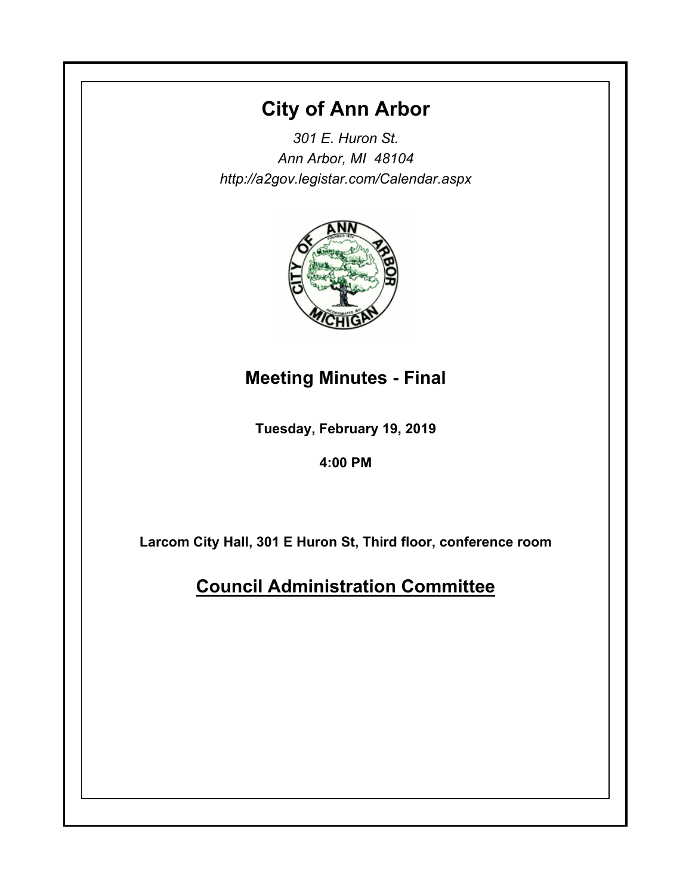# City of Ann Arbor

*301 E. Huron St.*
*Ann Arbor, MI 48104*
*http://a2gov.legistar.com/Calendar.aspx*

## Meeting Minutes - Final

**Tuesday, February 19, 2019**

**4:00 PM**

**Larcom City Hall, 301 E Huron St, Third floor, conference room**

## Council Administration Committee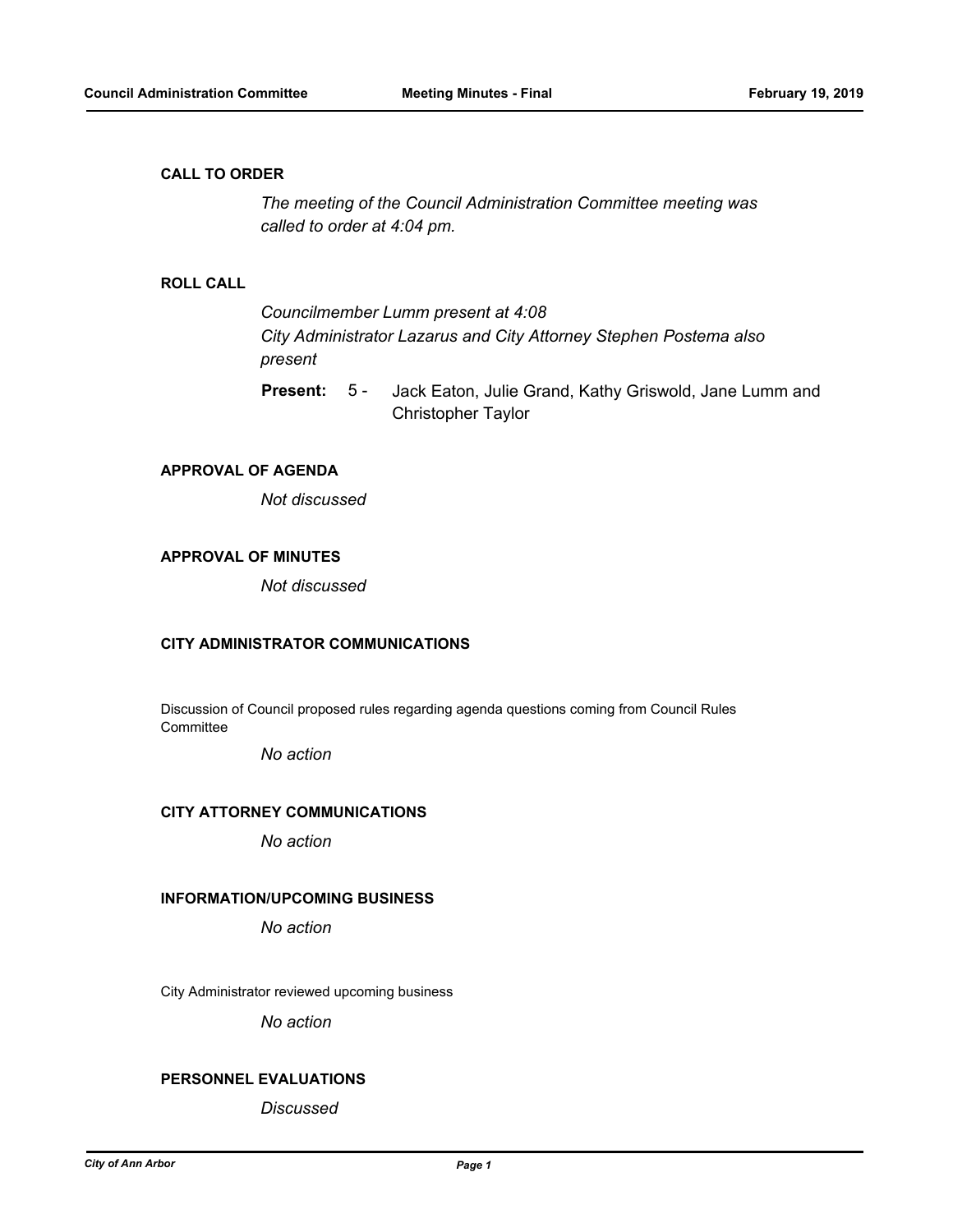## CALL TO ORDER

*The meeting of the Council Administration Committee meeting was called to order at 4:04 pm.*

## ROLL CALL

*Councilmember Lumm present at 4:08*
*City Administrator Lazarus and City Attorney Stephen Postema also present*

**Present:** 5 - Jack Eaton, Julie Grand, Kathy Griswold, Jane Lumm and Christopher Taylor

## APPROVAL OF AGENDA

*Not discussed*

## APPROVAL OF MINUTES

*Not discussed*

## CITY ADMINISTRATOR COMMUNICATIONS

Discussion of Council proposed rules regarding agenda questions coming from Council Rules Committee

*No action*

## CITY ATTORNEY COMMUNICATIONS

*No action*

## INFORMATION/UPCOMING BUSINESS

*No action*

City Administrator reviewed upcoming business

*No action*

## PERSONNEL EVALUATIONS

*Discussed*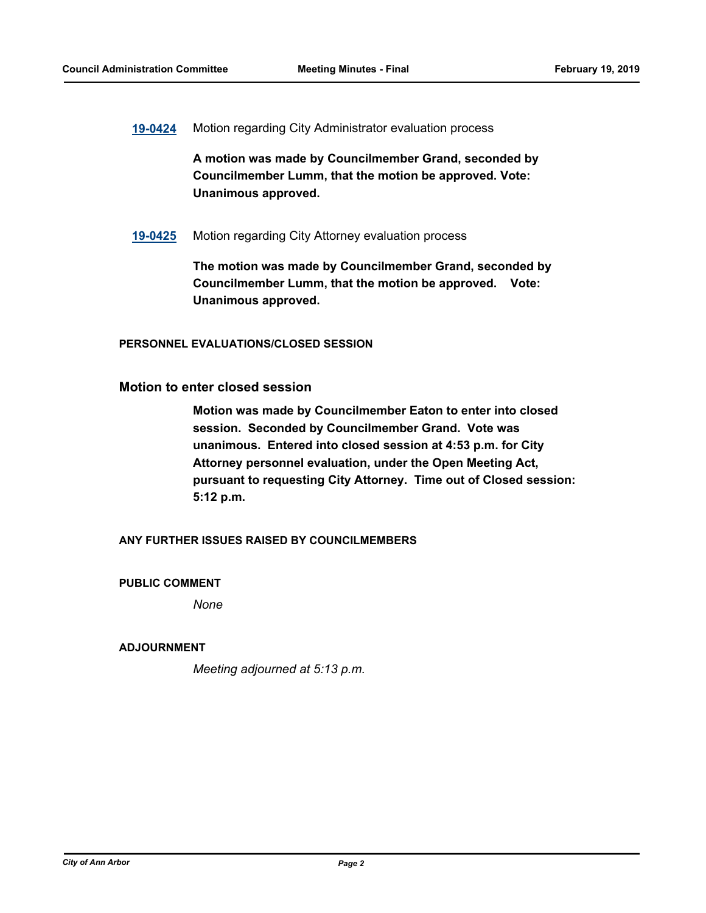**19-0424** Motion regarding City Administrator evaluation process

**A motion was made by Councilmember Grand, seconded by Councilmember Lumm, that the motion be approved. Vote: Unanimous approved.**

**19-0425** Motion regarding City Attorney evaluation process

**The motion was made by Councilmember Grand, seconded by Councilmember Lumm, that the motion be approved. Vote: Unanimous approved.**

### PERSONNEL EVALUATIONS/CLOSED SESSION

### Motion to enter closed session

**Motion was made by Councilmember Eaton to enter into closed session. Seconded by Councilmember Grand. Vote was unanimous. Entered into closed session at 4:53 p.m. for City Attorney personnel evaluation, under the Open Meeting Act, pursuant to requesting City Attorney. Time out of Closed session: 5:12 p.m.**

### ANY FURTHER ISSUES RAISED BY COUNCILMEMBERS

### PUBLIC COMMENT

*None*

### ADJOURNMENT

*Meeting adjourned at 5:13 p.m.*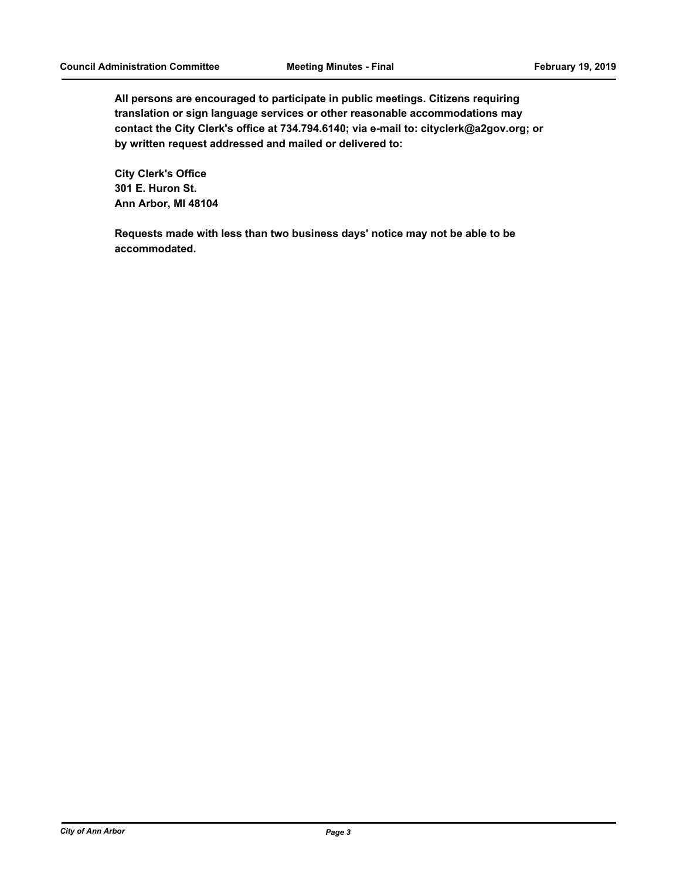**All persons are encouraged to participate in public meetings. Citizens requiring translation or sign language services or other reasonable accommodations may contact the City Clerk's office at 734.794.6140; via e-mail to: cityclerk@a2gov.org; or by written request addressed and mailed or delivered to:**

**City Clerk's Office**
**301 E. Huron St.**
**Ann Arbor, MI 48104**

**Requests made with less than two business days' notice may not be able to be accommodated.**